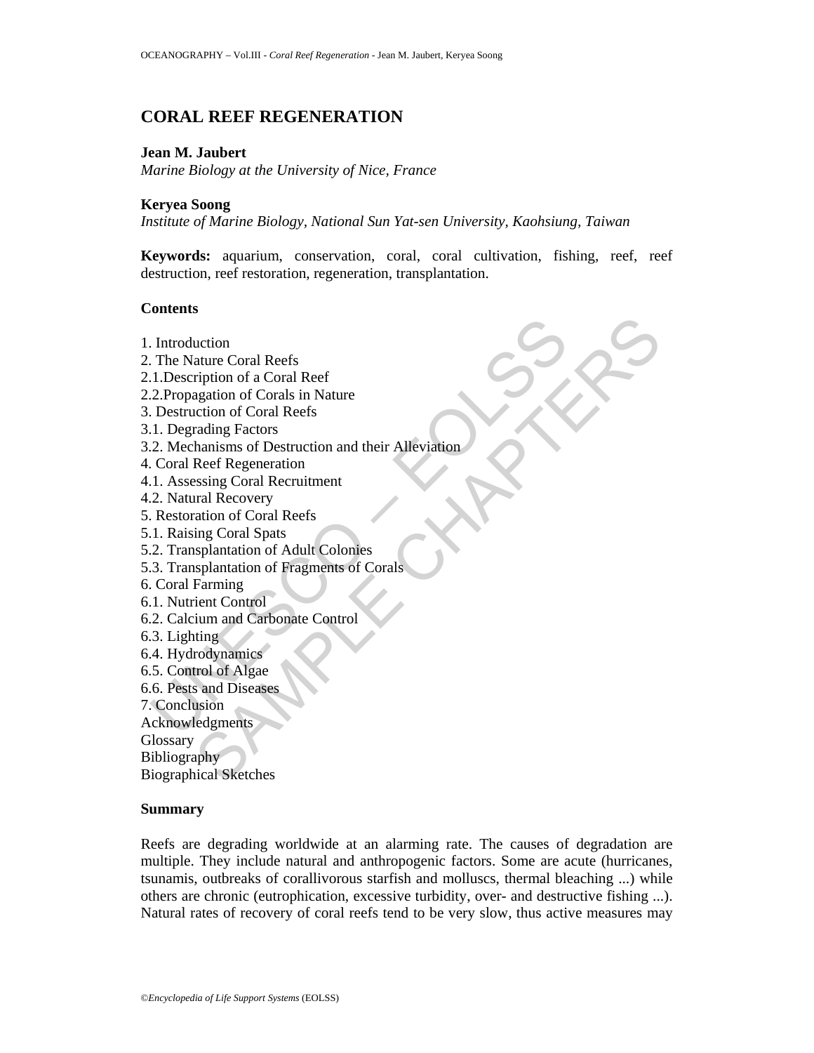# CORAL REEF REGENERATION

**Jean M. Jaubert**
*Marine Biology at the University of Nice, France*

**Keryea Soong**
*Institute of Marine Biology, National Sun Yat-sen University, Kaohsiung, Taiwan*

**Keywords:** aquarium, conservation, coral, coral cultivation, fishing, reef, reef destruction, reef restoration, regeneration, transplantation.

## Contents

1. Introduction
2. The Nature Coral Reefs
2.1.Description of a Coral Reef
2.2.Propagation of Corals in Nature
3. Destruction of Coral Reefs
3.1. Degrading Factors
3.2. Mechanisms of Destruction and their Alleviation
4. Coral Reef Regeneration
4.1. Assessing Coral Recruitment
4.2. Natural Recovery
5. Restoration of Coral Reefs
5.1. Raising Coral Spats
5.2. Transplantation of Adult Colonies
5.3. Transplantation of Fragments of Corals
6. Coral Farming
6.1. Nutrient Control
6.2. Calcium and Carbonate Control
6.3. Lighting
6.4. Hydrodynamics
6.5. Control of Algae
6.6. Pests and Diseases
7. Conclusion
Acknowledgments
Glossary
Bibliography
Biographical Sketches

## Summary

Reefs are degrading worldwide at an alarming rate. The causes of degradation are multiple. They include natural and anthropogenic factors. Some are acute (hurricanes, tsunamis, outbreaks of corallivorous starfish and molluscs, thermal bleaching ...) while others are chronic (eutrophication, excessive turbidity, over- and destructive fishing ...). Natural rates of recovery of coral reefs tend to be very slow, thus active measures may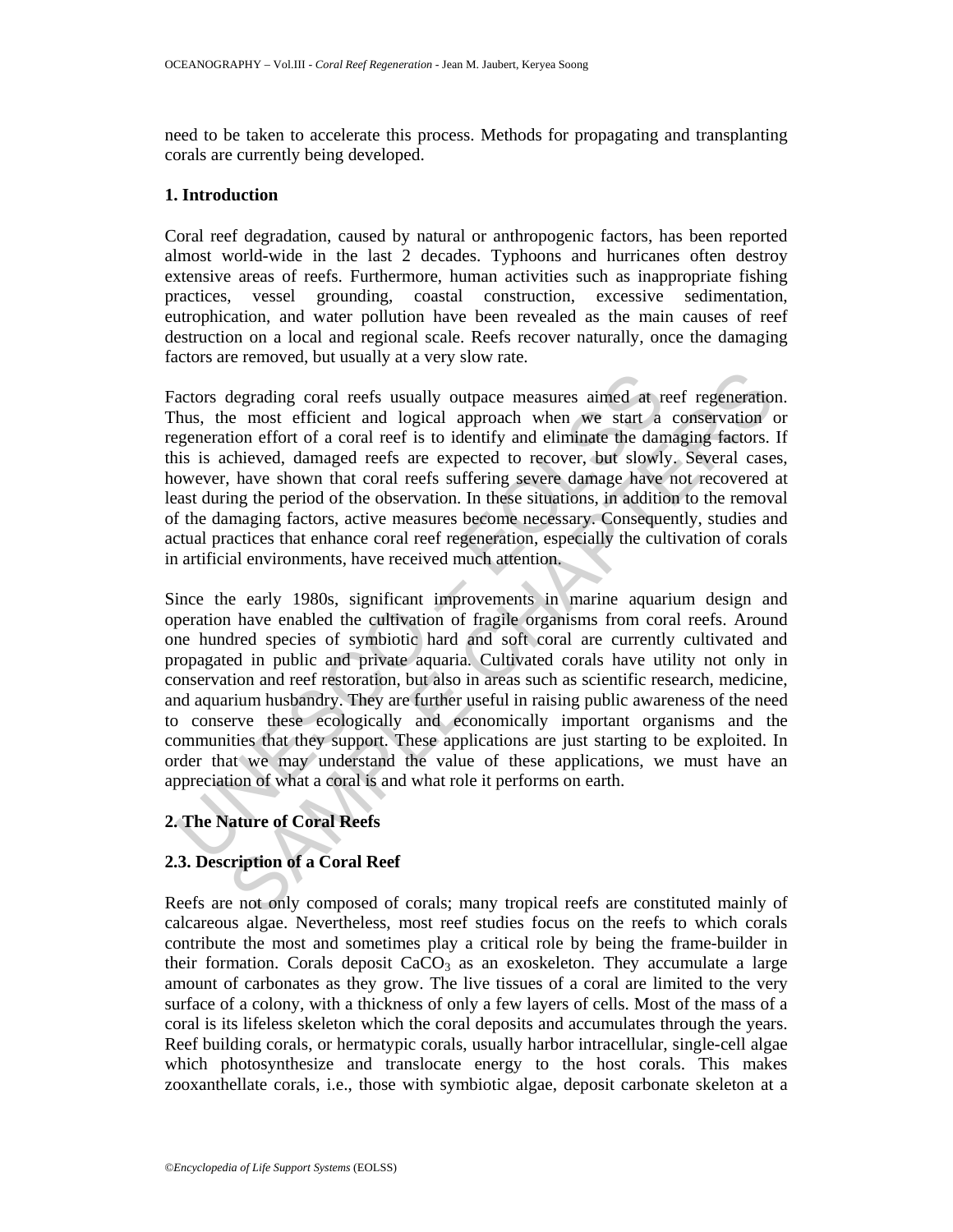need to be taken to accelerate this process. Methods for propagating and transplanting corals are currently being developed.

## 1. Introduction

Coral reef degradation, caused by natural or anthropogenic factors, has been reported almost world-wide in the last 2 decades. Typhoons and hurricanes often destroy extensive areas of reefs. Furthermore, human activities such as inappropriate fishing practices, vessel grounding, coastal construction, excessive sedimentation, eutrophication, and water pollution have been revealed as the main causes of reef destruction on a local and regional scale. Reefs recover naturally, once the damaging factors are removed, but usually at a very slow rate.

Factors degrading coral reefs usually outpace measures aimed at reef regeneration. Thus, the most efficient and logical approach when we start a conservation or regeneration effort of a coral reef is to identify and eliminate the damaging factors. If this is achieved, damaged reefs are expected to recover, but slowly. Several cases, however, have shown that coral reefs suffering severe damage have not recovered at least during the period of the observation. In these situations, in addition to the removal of the damaging factors, active measures become necessary. Consequently, studies and actual practices that enhance coral reef regeneration, especially the cultivation of corals in artificial environments, have received much attention.

Since the early 1980s, significant improvements in marine aquarium design and operation have enabled the cultivation of fragile organisms from coral reefs. Around one hundred species of symbiotic hard and soft coral are currently cultivated and propagated in public and private aquaria. Cultivated corals have utility not only in conservation and reef restoration, but also in areas such as scientific research, medicine, and aquarium husbandry. They are further useful in raising public awareness of the need to conserve these ecologically and economically important organisms and the communities that they support. These applications are just starting to be exploited. In order that we may understand the value of these applications, we must have an appreciation of what a coral is and what role it performs on earth.

## 2. The Nature of Coral Reefs

### 2.3. Description of a Coral Reef

Reefs are not only composed of corals; many tropical reefs are constituted mainly of calcareous algae. Nevertheless, most reef studies focus on the reefs to which corals contribute the most and sometimes play a critical role by being the frame-builder in their formation. Corals deposit $CaCO_3$ as an exoskeleton. They accumulate a large amount of carbonates as they grow. The live tissues of a coral are limited to the very surface of a colony, with a thickness of only a few layers of cells. Most of the mass of a coral is its lifeless skeleton which the coral deposits and accumulates through the years. Reef building corals, or hermatypic corals, usually harbor intracellular, single-cell algae which photosynthesize and translocate energy to the host corals. This makes zooxanthellate corals, i.e., those with symbiotic algae, deposit carbonate skeleton at a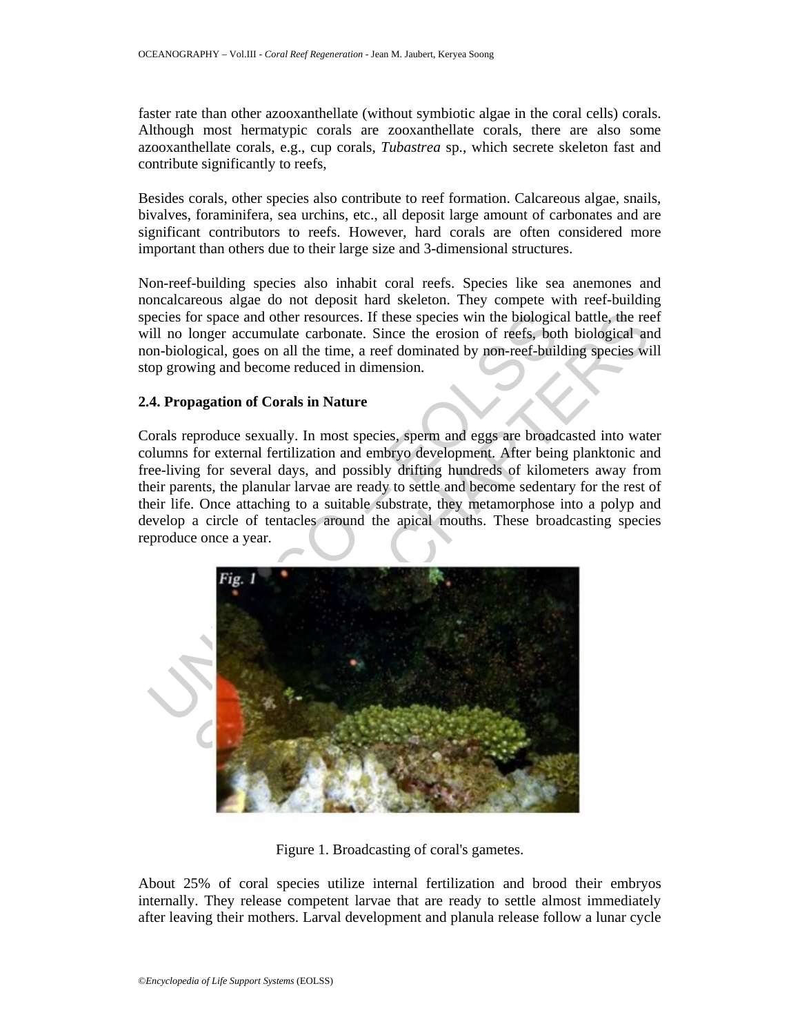faster rate than other azooxanthellate (without symbiotic algae in the coral cells) corals. Although most hermatypic corals are zooxanthellate corals, there are also some azooxanthellate corals, e.g., cup corals, *Tubastrea* sp., which secrete skeleton fast and contribute significantly to reefs,

Besides corals, other species also contribute to reef formation. Calcareous algae, snails, bivalves, foraminifera, sea urchins, etc., all deposit large amount of carbonates and are significant contributors to reefs. However, hard corals are often considered more important than others due to their large size and 3-dimensional structures.

Non-reef-building species also inhabit coral reefs. Species like sea anemones and noncalcareous algae do not deposit hard skeleton. They compete with reef-building species for space and other resources. If these species win the biological battle, the reef will no longer accumulate carbonate. Since the erosion of reefs, both biological and non-biological, goes on all the time, a reef dominated by non-reef-building species will stop growing and become reduced in dimension.

### 2.4. Propagation of Corals in Nature

Corals reproduce sexually. In most species, sperm and eggs are broadcasted into water columns for external fertilization and embryo development. After being planktonic and free-living for several days, and possibly drifting hundreds of kilometers away from their parents, the planular larvae are ready to settle and become sedentary for the rest of their life. Once attaching to a suitable substrate, they metamorphose into a polyp and develop a circle of tentacles around the apical mouths. These broadcasting species reproduce once a year.

Figure 1. Broadcasting of coral's gametes.

About 25% of coral species utilize internal fertilization and brood their embryos internally. They release competent larvae that are ready to settle almost immediately after leaving their mothers. Larval development and planula release follow a lunar cycle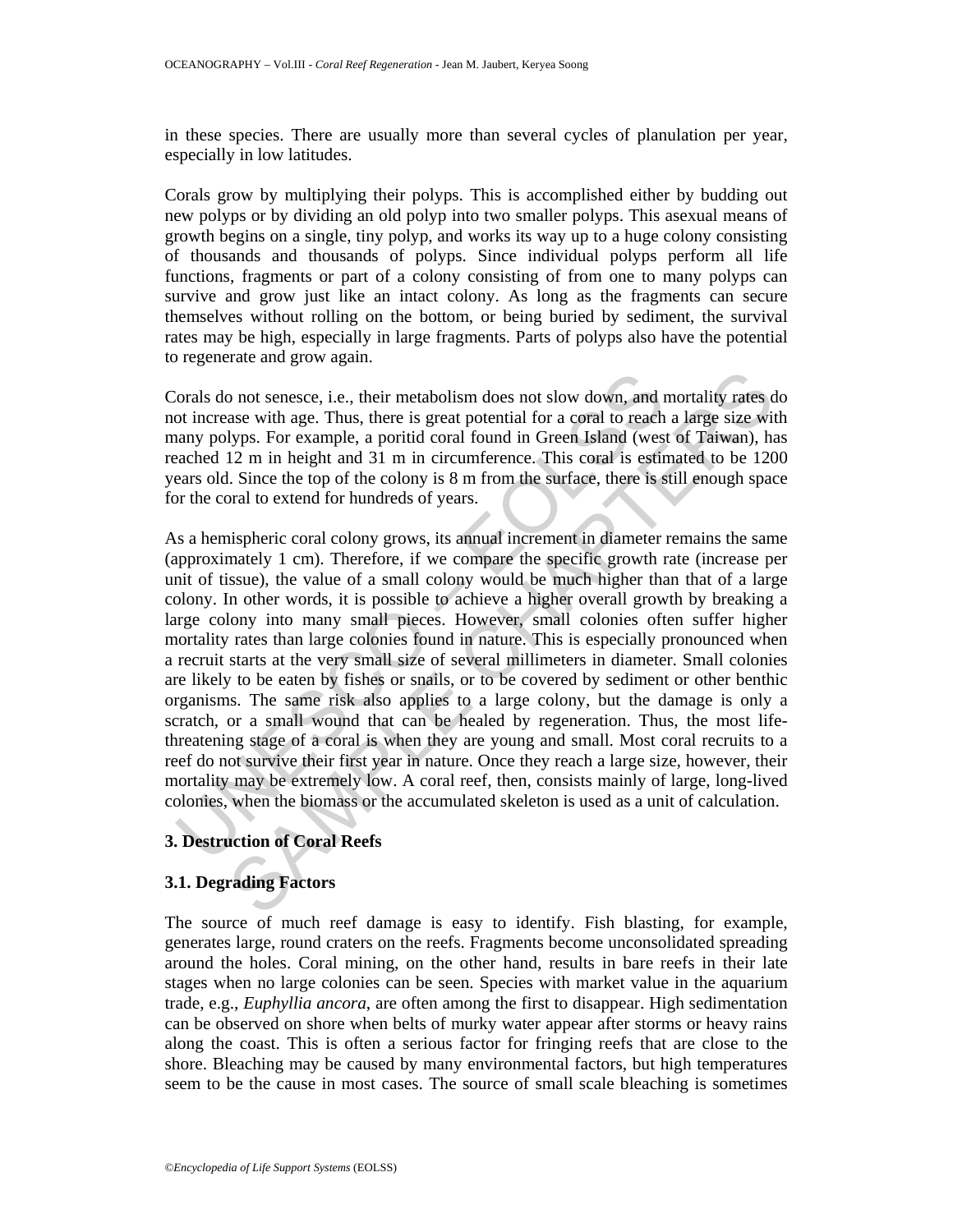in these species. There are usually more than several cycles of planulation per year, especially in low latitudes.

Corals grow by multiplying their polyps. This is accomplished either by budding out new polyps or by dividing an old polyp into two smaller polyps. This asexual means of growth begins on a single, tiny polyp, and works its way up to a huge colony consisting of thousands and thousands of polyps. Since individual polyps perform all life functions, fragments or part of a colony consisting of from one to many polyps can survive and grow just like an intact colony. As long as the fragments can secure themselves without rolling on the bottom, or being buried by sediment, the survival rates may be high, especially in large fragments. Parts of polyps also have the potential to regenerate and grow again.

Corals do not senesce, i.e., their metabolism does not slow down, and mortality rates do not increase with age. Thus, there is great potential for a coral to reach a large size with many polyps. For example, a poritid coral found in Green Island (west of Taiwan), has reached 12 m in height and 31 m in circumference. This coral is estimated to be 1200 years old. Since the top of the colony is 8 m from the surface, there is still enough space for the coral to extend for hundreds of years.

As a hemispheric coral colony grows, its annual increment in diameter remains the same (approximately 1 cm). Therefore, if we compare the specific growth rate (increase per unit of tissue), the value of a small colony would be much higher than that of a large colony. In other words, it is possible to achieve a higher overall growth by breaking a large colony into many small pieces. However, small colonies often suffer higher mortality rates than large colonies found in nature. This is especially pronounced when a recruit starts at the very small size of several millimeters in diameter. Small colonies are likely to be eaten by fishes or snails, or to be covered by sediment or other benthic organisms. The same risk also applies to a large colony, but the damage is only a scratch, or a small wound that can be healed by regeneration. Thus, the most life-threatening stage of a coral is when they are young and small. Most coral recruits to a reef do not survive their first year in nature. Once they reach a large size, however, their mortality may be extremely low. A coral reef, then, consists mainly of large, long-lived colonies, when the biomass or the accumulated skeleton is used as a unit of calculation.

## 3. Destruction of Coral Reefs

### 3.1. Degrading Factors

The source of much reef damage is easy to identify. Fish blasting, for example, generates large, round craters on the reefs. Fragments become unconsolidated spreading around the holes. Coral mining, on the other hand, results in bare reefs in their late stages when no large colonies can be seen. Species with market value in the aquarium trade, e.g., *Euphyllia ancora*, are often among the first to disappear. High sedimentation can be observed on shore when belts of murky water appear after storms or heavy rains along the coast. This is often a serious factor for fringing reefs that are close to the shore. Bleaching may be caused by many environmental factors, but high temperatures seem to be the cause in most cases. The source of small scale bleaching is sometimes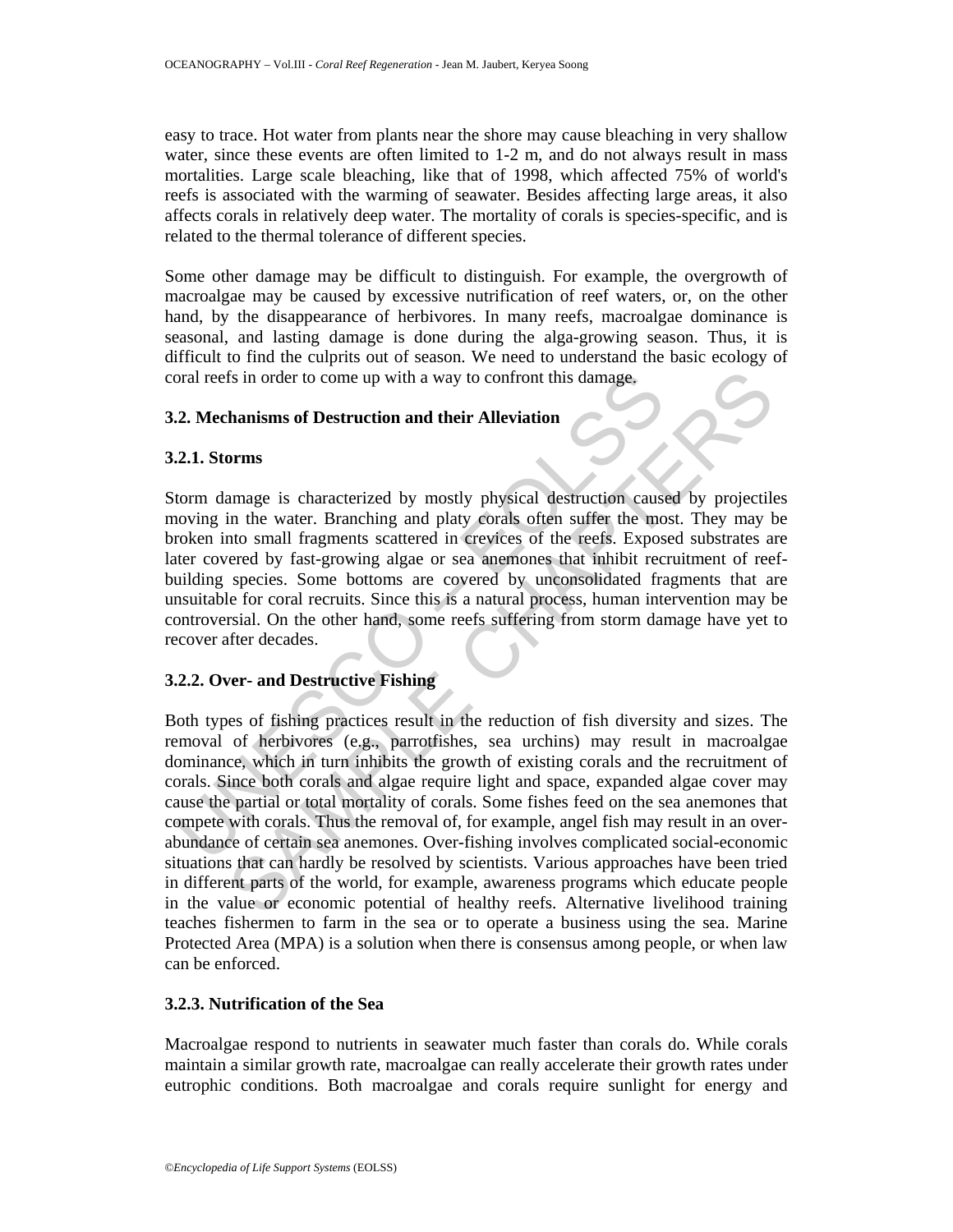easy to trace. Hot water from plants near the shore may cause bleaching in very shallow water, since these events are often limited to 1-2 m, and do not always result in mass mortalities. Large scale bleaching, like that of 1998, which affected 75% of world's reefs is associated with the warming of seawater. Besides affecting large areas, it also affects corals in relatively deep water. The mortality of corals is species-specific, and is related to the thermal tolerance of different species.

Some other damage may be difficult to distinguish. For example, the overgrowth of macroalgae may be caused by excessive nutrification of reef waters, or, on the other hand, by the disappearance of herbivores. In many reefs, macroalgae dominance is seasonal, and lasting damage is done during the alga-growing season. Thus, it is difficult to find the culprits out of season. We need to understand the basic ecology of coral reefs in order to come up with a way to confront this damage.

### 3.2. Mechanisms of Destruction and their Alleviation

#### 3.2.1. Storms

Storm damage is characterized by mostly physical destruction caused by projectiles moving in the water. Branching and platy corals often suffer the most. They may be broken into small fragments scattered in crevices of the reefs. Exposed substrates are later covered by fast-growing algae or sea anemones that inhibit recruitment of reef-building species. Some bottoms are covered by unconsolidated fragments that are unsuitable for coral recruits. Since this is a natural process, human intervention may be controversial. On the other hand, some reefs suffering from storm damage have yet to recover after decades.

#### 3.2.2. Over- and Destructive Fishing

Both types of fishing practices result in the reduction of fish diversity and sizes. The removal of herbivores (e.g., parrotfishes, sea urchins) may result in macroalgae dominance, which in turn inhibits the growth of existing corals and the recruitment of corals. Since both corals and algae require light and space, expanded algae cover may cause the partial or total mortality of corals. Some fishes feed on the sea anemones that compete with corals. Thus the removal of, for example, angel fish may result in an over-abundance of certain sea anemones. Over-fishing involves complicated social-economic situations that can hardly be resolved by scientists. Various approaches have been tried in different parts of the world, for example, awareness programs which educate people in the value or economic potential of healthy reefs. Alternative livelihood training teaches fishermen to farm in the sea or to operate a business using the sea. Marine Protected Area (MPA) is a solution when there is consensus among people, or when law can be enforced.

#### 3.2.3. Nutrification of the Sea

Macroalgae respond to nutrients in seawater much faster than corals do. While corals maintain a similar growth rate, macroalgae can really accelerate their growth rates under eutrophic conditions. Both macroalgae and corals require sunlight for energy and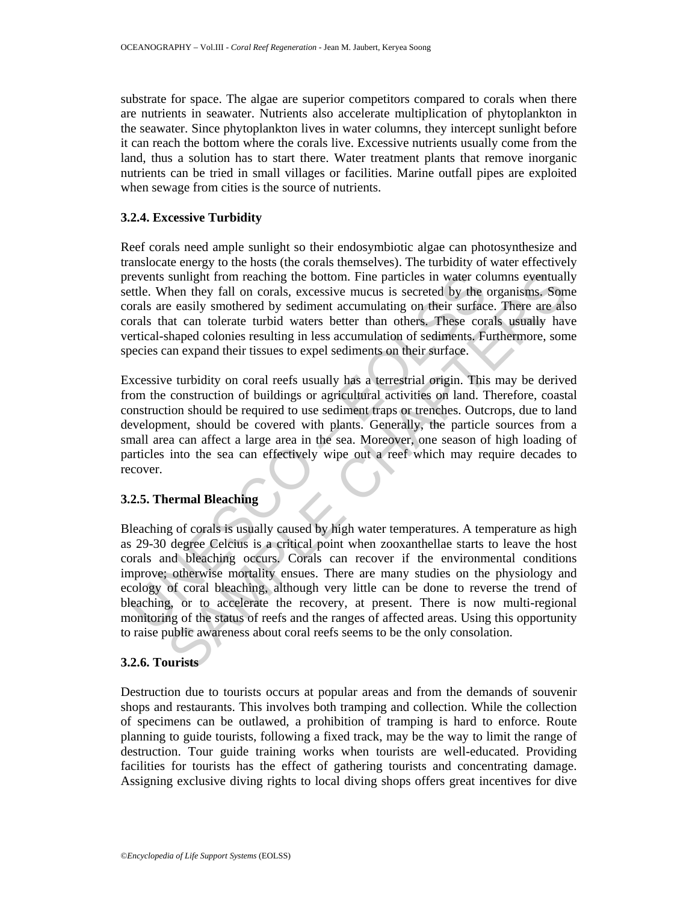substrate for space. The algae are superior competitors compared to corals when there are nutrients in seawater. Nutrients also accelerate multiplication of phytoplankton in the seawater. Since phytoplankton lives in water columns, they intercept sunlight before it can reach the bottom where the corals live. Excessive nutrients usually come from the land, thus a solution has to start there. Water treatment plants that remove inorganic nutrients can be tried in small villages or facilities. Marine outfall pipes are exploited when sewage from cities is the source of nutrients.

### 3.2.4. Excessive Turbidity

Reef corals need ample sunlight so their endosymbiotic algae can photosynthesize and translocate energy to the hosts (the corals themselves). The turbidity of water effectively prevents sunlight from reaching the bottom. Fine particles in water columns eventually settle. When they fall on corals, excessive mucus is secreted by the organisms. Some corals are easily smothered by sediment accumulating on their surface. There are also corals that can tolerate turbid waters better than others. These corals usually have vertical-shaped colonies resulting in less accumulation of sediments. Furthermore, some species can expand their tissues to expel sediments on their surface.

Excessive turbidity on coral reefs usually has a terrestrial origin. This may be derived from the construction of buildings or agricultural activities on land. Therefore, coastal construction should be required to use sediment traps or trenches. Outcrops, due to land development, should be covered with plants. Generally, the particle sources from a small area can affect a large area in the sea. Moreover, one season of high loading of particles into the sea can effectively wipe out a reef which may require decades to recover.

### 3.2.5. Thermal Bleaching

Bleaching of corals is usually caused by high water temperatures. A temperature as high as 29-30 degree Celcius is a critical point when zooxanthellae starts to leave the host corals and bleaching occurs. Corals can recover if the environmental conditions improve; otherwise mortality ensues. There are many studies on the physiology and ecology of coral bleaching, although very little can be done to reverse the trend of bleaching, or to accelerate the recovery, at present. There is now multi-regional monitoring of the status of reefs and the ranges of affected areas. Using this opportunity to raise public awareness about coral reefs seems to be the only consolation.

### 3.2.6. Tourists

Destruction due to tourists occurs at popular areas and from the demands of souvenir shops and restaurants. This involves both tramping and collection. While the collection of specimens can be outlawed, a prohibition of tramping is hard to enforce. Route planning to guide tourists, following a fixed track, may be the way to limit the range of destruction. Tour guide training works when tourists are well-educated. Providing facilities for tourists has the effect of gathering tourists and concentrating damage. Assigning exclusive diving rights to local diving shops offers great incentives for dive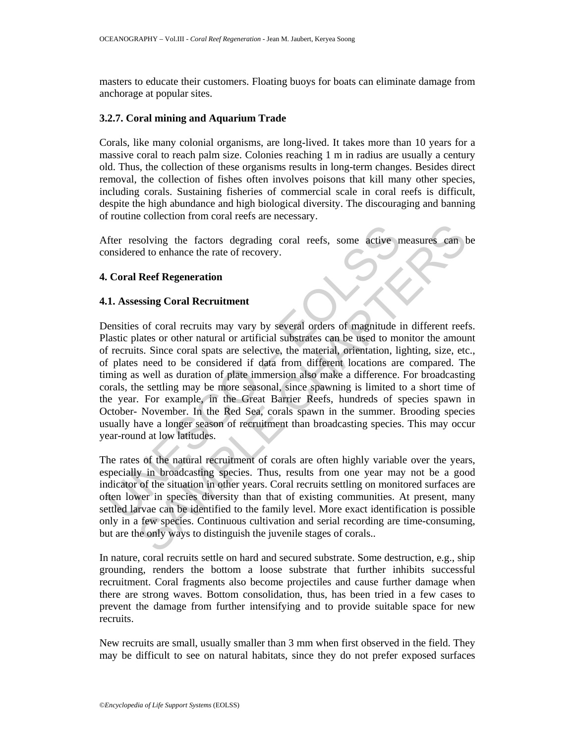masters to educate their customers. Floating buoys for boats can eliminate damage from anchorage at popular sites.

### 3.2.7. Coral mining and Aquarium Trade

Corals, like many colonial organisms, are long-lived. It takes more than 10 years for a massive coral to reach palm size. Colonies reaching 1 m in radius are usually a century old. Thus, the collection of these organisms results in long-term changes. Besides direct removal, the collection of fishes often involves poisons that kill many other species, including corals. Sustaining fisheries of commercial scale in coral reefs is difficult, despite the high abundance and high biological diversity. The discouraging and banning of routine collection from coral reefs are necessary.

After resolving the factors degrading coral reefs, some active measures can be considered to enhance the rate of recovery.

## 4. Coral Reef Regeneration

### 4.1. Assessing Coral Recruitment

Densities of coral recruits may vary by several orders of magnitude in different reefs. Plastic plates or other natural or artificial substrates can be used to monitor the amount of recruits. Since coral spats are selective, the material, orientation, lighting, size, etc., of plates need to be considered if data from different locations are compared. The timing as well as duration of plate immersion also make a difference. For broadcasting corals, the settling may be more seasonal, since spawning is limited to a short time of the year. For example, in the Great Barrier Reefs, hundreds of species spawn in October- November. In the Red Sea, corals spawn in the summer. Brooding species usually have a longer season of recruitment than broadcasting species. This may occur year-round at low latitudes.

The rates of the natural recruitment of corals are often highly variable over the years, especially in broadcasting species. Thus, results from one year may not be a good indicator of the situation in other years. Coral recruits settling on monitored surfaces are often lower in species diversity than that of existing communities. At present, many settled larvae can be identified to the family level. More exact identification is possible only in a few species. Continuous cultivation and serial recording are time-consuming, but are the only ways to distinguish the juvenile stages of corals..

In nature, coral recruits settle on hard and secured substrate. Some destruction, e.g., ship grounding, renders the bottom a loose substrate that further inhibits successful recruitment. Coral fragments also become projectiles and cause further damage when there are strong waves. Bottom consolidation, thus, has been tried in a few cases to prevent the damage from further intensifying and to provide suitable space for new recruits.

New recruits are small, usually smaller than 3 mm when first observed in the field. They may be difficult to see on natural habitats, since they do not prefer exposed surfaces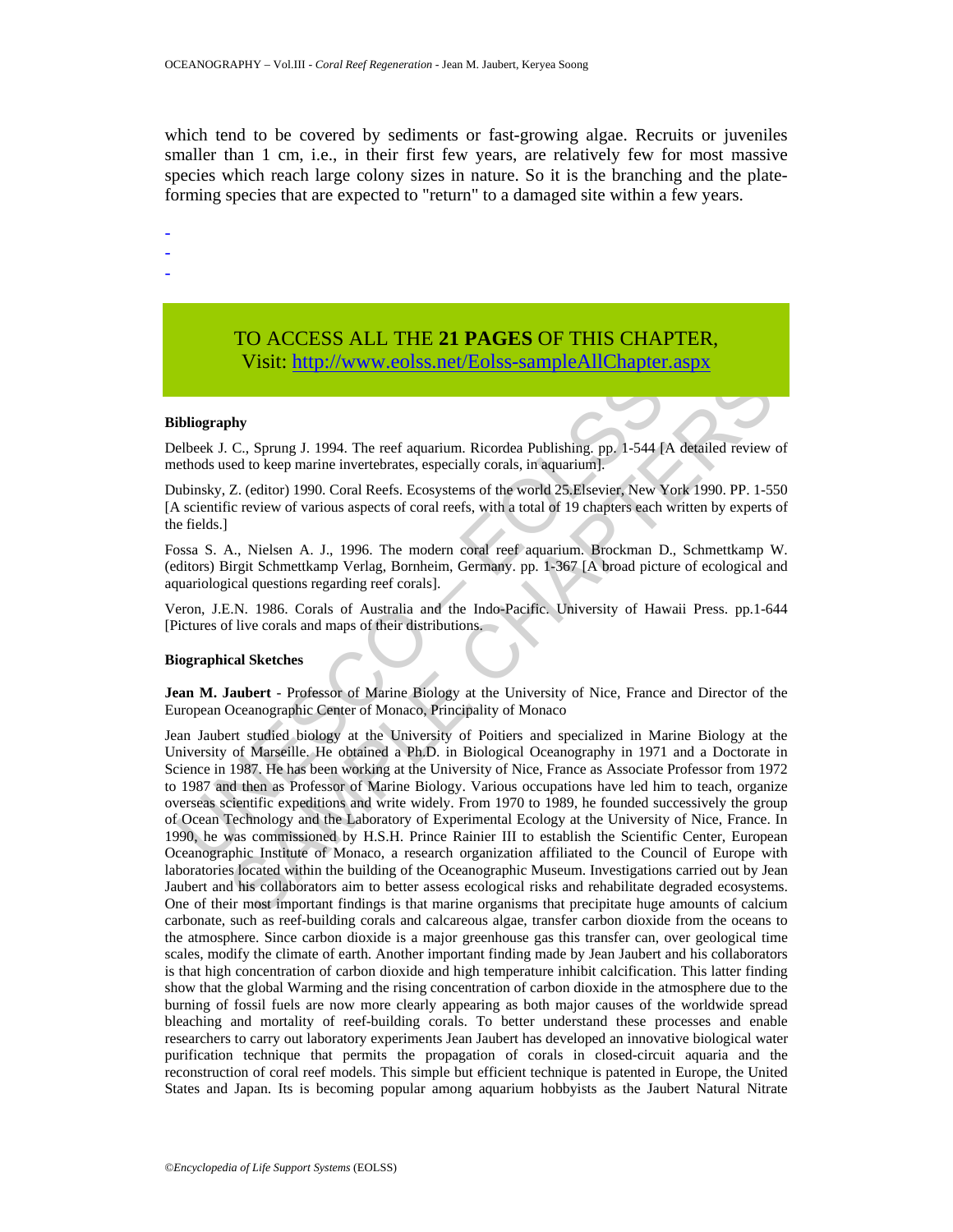which tend to be covered by sediments or fast-growing algae. Recruits or juveniles smaller than 1 cm, i.e., in their first few years, are relatively few for most massive species which reach large colony sizes in nature. So it is the branching and the plate-forming species that are expected to "return" to a damaged site within a few years.

-
-
-

TO ACCESS ALL THE **21 PAGES** OF THIS CHAPTER,
Visit: http://www.eolss.net/Eolss-sampleAllChapter.aspx

**Bibliography**

Delbeek J. C., Sprung J. 1994. The reef aquarium. Ricordea Publishing. pp. 1-544 [A detailed review of methods used to keep marine invertebrates, especially corals, in aquarium].

Dubinsky, Z. (editor) 1990. Coral Reefs. Ecosystems of the world 25.Elsevier, New York 1990. PP. 1-550 [A scientific review of various aspects of coral reefs, with a total of 19 chapters each written by experts of the fields.]

Fossa S. A., Nielsen A. J., 1996. The modern coral reef aquarium. Brockman D., Schmettkamp W. (editors) Birgit Schmettkamp Verlag, Bornheim, Germany. pp. 1-367 [A broad picture of ecological and aquariological questions regarding reef corals].

Veron, J.E.N. 1986. Corals of Australia and the Indo-Pacific. University of Hawaii Press. pp.1-644 [Pictures of live corals and maps of their distributions.

**Biographical Sketches**

**Jean M. Jaubert** - Professor of Marine Biology at the University of Nice, France and Director of the European Oceanographic Center of Monaco, Principality of Monaco

Jean Jaubert studied biology at the University of Poitiers and specialized in Marine Biology at the University of Marseille. He obtained a Ph.D. in Biological Oceanography in 1971 and a Doctorate in Science in 1987. He has been working at the University of Nice, France as Associate Professor from 1972 to 1987 and then as Professor of Marine Biology. Various occupations have led him to teach, organize overseas scientific expeditions and write widely. From 1970 to 1989, he founded successively the group of Ocean Technology and the Laboratory of Experimental Ecology at the University of Nice, France. In 1990, he was commissioned by H.S.H. Prince Rainier III to establish the Scientific Center, European Oceanographic Institute of Monaco, a research organization affiliated to the Council of Europe with laboratories located within the building of the Oceanographic Museum. Investigations carried out by Jean Jaubert and his collaborators aim to better assess ecological risks and rehabilitate degraded ecosystems. One of their most important findings is that marine organisms that precipitate huge amounts of calcium carbonate, such as reef-building corals and calcareous algae, transfer carbon dioxide from the oceans to the atmosphere. Since carbon dioxide is a major greenhouse gas this transfer can, over geological time scales, modify the climate of earth. Another important finding made by Jean Jaubert and his collaborators is that high concentration of carbon dioxide and high temperature inhibit calcification. This latter finding show that the global Warming and the rising concentration of carbon dioxide in the atmosphere due to the burning of fossil fuels are now more clearly appearing as both major causes of the worldwide spread bleaching and mortality of reef-building corals. To better understand these processes and enable researchers to carry out laboratory experiments Jean Jaubert has developed an innovative biological water purification technique that permits the propagation of corals in closed-circuit aquaria and the reconstruction of coral reef models. This simple but efficient technique is patented in Europe, the United States and Japan. Its is becoming popular among aquarium hobbyists as the Jaubert Natural Nitrate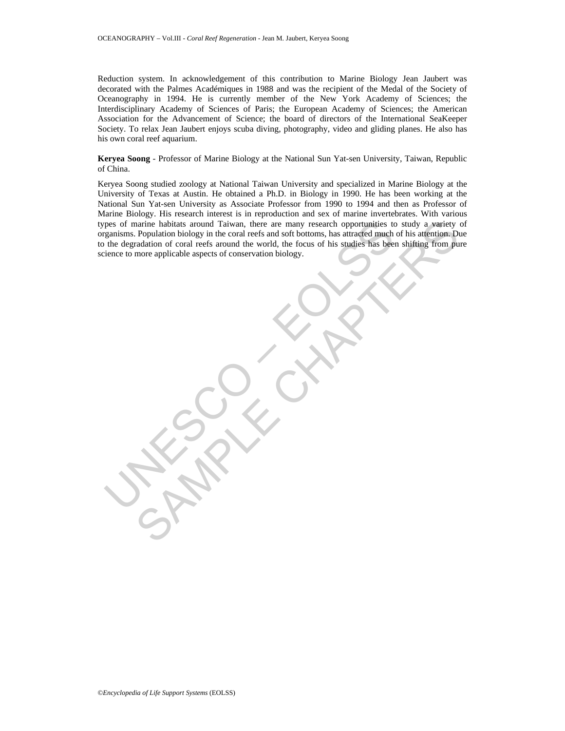Reduction system. In acknowledgement of this contribution to Marine Biology Jean Jaubert was decorated with the Palmes Académiques in 1988 and was the recipient of the Medal of the Society of Oceanography in 1994. He is currently member of the New York Academy of Sciences; the Interdisciplinary Academy of Sciences of Paris; the European Academy of Sciences; the American Association for the Advancement of Science; the board of directors of the International SeaKeeper Society. To relax Jean Jaubert enjoys scuba diving, photography, video and gliding planes. He also has his own coral reef aquarium.

**Keryea Soong** - Professor of Marine Biology at the National Sun Yat-sen University, Taiwan, Republic of China.

Keryea Soong studied zoology at National Taiwan University and specialized in Marine Biology at the University of Texas at Austin. He obtained a Ph.D. in Biology in 1990. He has been working at the National Sun Yat-sen University as Associate Professor from 1990 to 1994 and then as Professor of Marine Biology. His research interest is in reproduction and sex of marine invertebrates. With various types of marine habitats around Taiwan, there are many research opportunities to study a variety of organisms. Population biology in the coral reefs and soft bottoms, has attracted much of his attention. Due to the degradation of coral reefs around the world, the focus of his studies has been shifting from pure science to more applicable aspects of conservation biology.